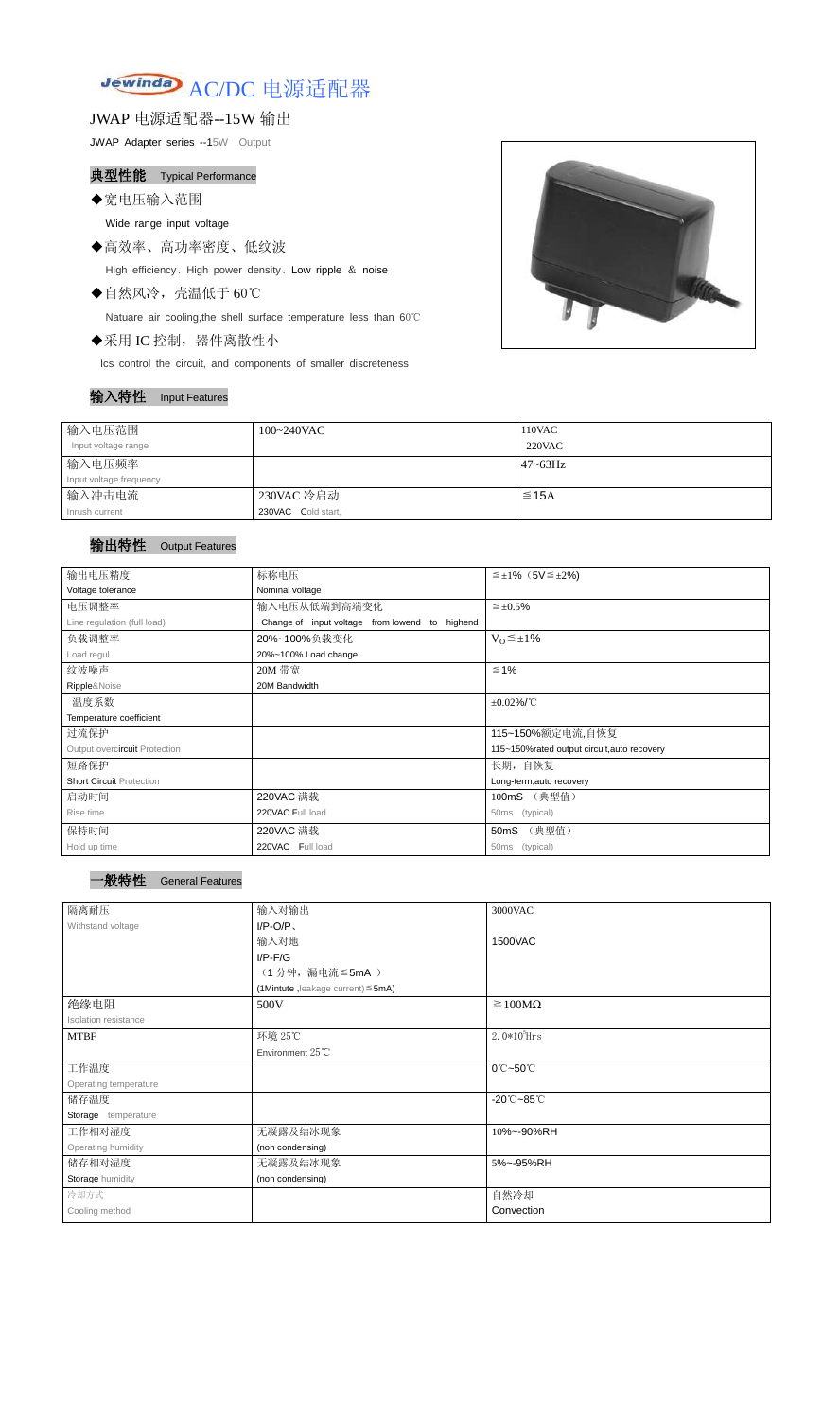# Jewinda AC/DC 电源适配器

## JWAP 电源适配器--15W 输出

JWAP Adapter series --15W Output

### 典型性能 Typical Performance

- ◆宽电压输入范围

  Wide range input voltage

- ◆高效率、高功率密度、低纹波

  High efficiency、High power density、Low ripple ＆ noise

- ◆自然风冷，壳温低于 60℃

  Natuare air cooling,the shell surface temperature less than 60℃

- ◆采用 IC 控制，器件离散性小

  Ics control the circuit, and components of smaller discreteness

### 输入特性 Input Features

| 输入电压范围 Input voltage range | 100~240VAC | 110VAC 220VAC |
|---|---|---|
| 输入电压频率 Input voltage frequency | | 47~63Hz |
| 输入冲击电流 Inrush current | 230VAC 冷启动 230VAC Cold start, | ≦15A |

### 输出特性 Output Features

| 输出电压精度 Voltage tolerance | 标称电压 Nominal voltage | ≦±1%（5V≦±2%) |
|---|---|---|
| 电压调整率 Line regulation (full load) | 输入电压从低端到高端变化 Change of input voltage from lowend to highend | ≦±0.5% |
| 负载调整率 Load regul | 20%~100%负载变化 20%~100% Load change | $V_O$≦±1% |
| 纹波噪声 Ripple&Noise | 20M 带宽 20M Bandwidth | ≦1% |
| 温度系数 Temperature coefficient | | ±0.02%/℃ |
| 过流保护 Output overcircuit Protection | | 115~150%额定电流,自恢复 115~150%rated output circuit,auto recovery |
| 短路保护 Short Circuit Protection | | 长期，自恢复 Long-term,auto recovery |
| 启动时间 Rise time | 220VAC 满载 220VAC Full load | 100mS （典型值） 50ms (typical) |
| 保持时间 Hold up time | 220VAC 满载 220VAC Full load | 50mS （典型值） 50ms (typical) |

### 一般特性 General Features

| 隔离耐压 Withstand voltage | 输入对输出 I/P-O/P、 输入对地 I/P-F/G （1 分钟，漏电流≦5mA ） (1Mintute ,leakage current)≦5mA) | 3000VAC 1500VAC |
|---|---|---|
| 绝缘电阻 Isolation resistance | 500V | ≧100MΩ |
| MTBF | 环境 25℃ Environment 25℃ | $2.0*10^5$Hrs |
| 工作温度 Operating temperature | | 0℃~50℃ |
| 储存温度 Storage temperature | | -20℃~85℃ |
| 工作相对湿度 Operating humidity | 无凝露及结冰现象 (non condensing) | 10%~-90%RH |
| 储存相对湿度 Storage humidity | 无凝露及结冰现象 (non condensing) | 5%~-95%RH |
| 冷却方式 Cooling method | | 自然冷却 Convection |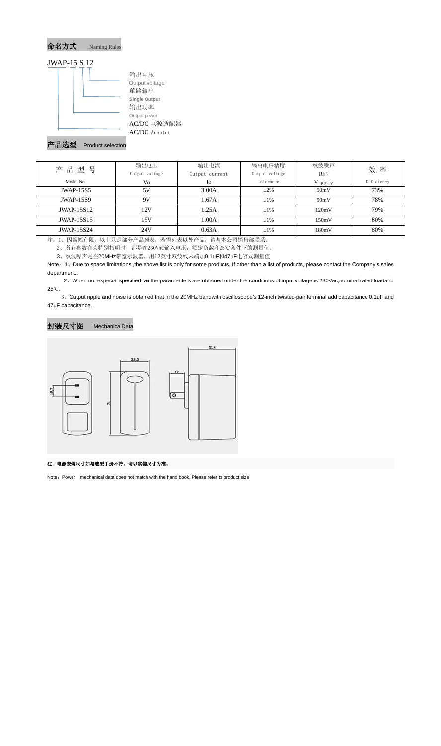## 命名方式 Naming Rules

JWAP-15 S 12

- 输出电压 Output voltage
- 单路输出 **Single Output**
- 输出功率 Output power
- AC/DC 电源适配器 AC/DC Adapter

## 产品选型 Product selection

| 产 品 型 号<br>Model No. | 输出电压<br>Output voltage<br>Vo | 输出电流<br>Output current<br>Io | 输出电压精度<br>Output voltage<br>tolerance | 纹波噪声<br>R&N<br>V (P-P)mV | 效 率<br>Efficiency |
|---|---|---|---|---|---|
| JWAP-15S5 | 5V | 3.00A | ±2% | 50mV | 73% |
| JWAP-15S9 | 9V | 1.67A | ±1% | 90mV | 78% |
| JWAP-15S12 | 12V | 1.25A | ±1% | 120mV | 79% |
| JWAP-15S15 | 15V | 1.00A | ±1% | 150mV | 80% |
| JWAP-15S24 | 24V | 0.63A | ±1% | 180mV | 80% |

注：1、因篇幅有限，以上只是部分产品列表，若需列表以外产品，请与本公司销售部联系。

2、所有参数在为特别指明时，都是在230VAC输入电压，额定负载和25℃条件下的测量值。

3、纹波噪声是在20MHz带宽示波器，用12英寸双绞线末端加0.1uF和47uF电容式测量值

Note：1、Due to space limitations ,the above list is only for some products, If other than a list of products, please contact the Company's sales department..

2、When not especial specified, aii the paramenters are obtained under the conditions of input voltage is 230Vac,nominal rated loadand 25℃.

3、Output ripple and noise is obtained that in the 20MHz bandwith oscilloscope's 12-inch twisted-pair terminal add capacitance 0.1uF and 47uF capacitance.

## 封装尺寸图 MechanicalData

12.7

32.5

71

17

51.4

**注：电源安装尺寸如与选型手册不符，请以实物尺寸为准。**

Note：Power mechanical data does not match with the hand book, Please refer to product size